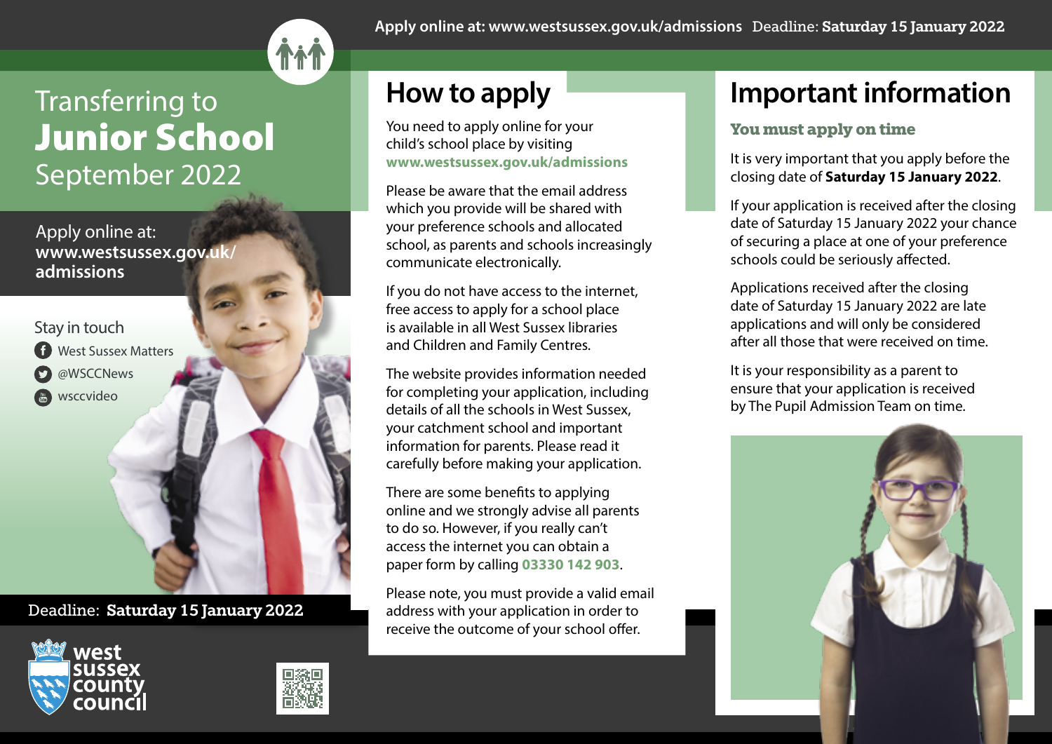Apply online at: www.westsussex.gov.uk/admissions Deadline: **Saturday 15 January 2022**

# Transferring to **Junior School** September 2022

Apply online at: **www.westsussex.gov.uk/admissions**

Stay in touch

- West Sussex Matters
- @WSCCNews
- wsccvideo

Deadline: **Saturday 15 January 2022**

west sussex county council

## How to apply

You need to apply online for your child's school place by visiting **www.westsussex.gov.uk/admissions**

Please be aware that the email address which you provide will be shared with your preference schools and allocated school, as parents and schools increasingly communicate electronically.

If you do not have access to the internet, free access to apply for a school place is available in all West Sussex libraries and Children and Family Centres.

The website provides information needed for completing your application, including details of all the schools in West Sussex, your catchment school and important information for parents. Please read it carefully before making your application.

There are some benefits to applying online and we strongly advise all parents to do so. However, if you really can't access the internet you can obtain a paper form by calling **03330 142 903**.

Please note, you must provide a valid email address with your application in order to receive the outcome of your school offer.

## Important information

### You must apply on time

It is very important that you apply before the closing date of **Saturday 15 January 2022**.

If your application is received after the closing date of Saturday 15 January 2022 your chance of securing a place at one of your preference schools could be seriously affected.

Applications received after the closing date of Saturday 15 January 2022 are late applications and will only be considered after all those that were received on time.

It is your responsibility as a parent to ensure that your application is received by The Pupil Admission Team on time.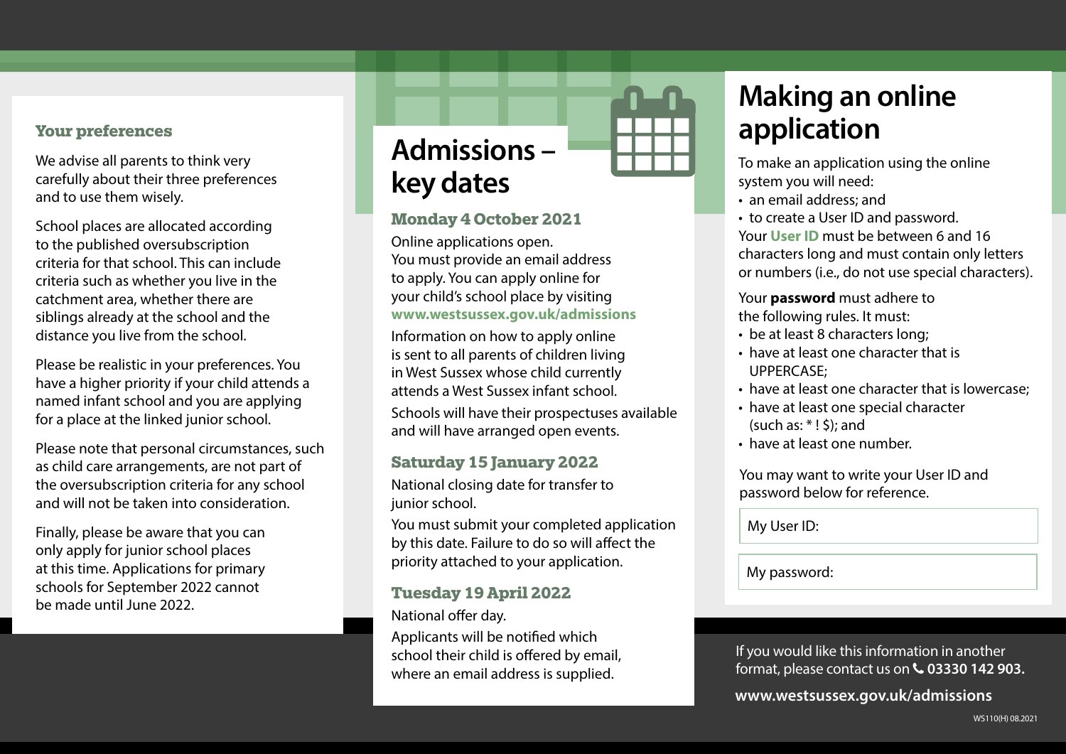### Your preferences

We advise all parents to think very carefully about their three preferences and to use them wisely.

School places are allocated according to the published oversubscription criteria for that school. This can include criteria such as whether you live in the catchment area, whether there are siblings already at the school and the distance you live from the school.

Please be realistic in your preferences. You have a higher priority if your child attends a named infant school and you are applying for a place at the linked junior school.

Please note that personal circumstances, such as child care arrangements, are not part of the oversubscription criteria for any school and will not be taken into consideration.

Finally, please be aware that you can only apply for junior school places at this time. Applications for primary schools for September 2022 cannot be made until June 2022.

# Admissions – key dates

### Monday 4 October 2021

Online applications open.
You must provide an email address to apply. You can apply online for your child's school place by visiting **www.westsussex.gov.uk/admissions**

Information on how to apply online is sent to all parents of children living in West Sussex whose child currently attends a West Sussex infant school.

Schools will have their prospectuses available and will have arranged open events.

### Saturday 15 January 2022

National closing date for transfer to junior school.

You must submit your completed application by this date. Failure to do so will affect the priority attached to your application.

### Tuesday 19 April 2022

National offer day.

Applicants will be notified which school their child is offered by email, where an email address is supplied.

# Making an online application

To make an application using the online system you will need:

- an email address; and
- to create a User ID and password.

Your **User ID** must be between 6 and 16 characters long and must contain only letters or numbers (i.e., do not use special characters).

Your **password** must adhere to the following rules. It must:

- be at least 8 characters long;
- have at least one character that is UPPERCASE;
- have at least one character that is lowercase;
- have at least one special character (such as: * ! $); and
- have at least one number.

You may want to write your User ID and password below for reference.

My User ID:

My password:

If you would like this information in another format, please contact us on **03330 142 903.**

**www.westsussex.gov.uk/admissions**

WS110(H) 08.2021